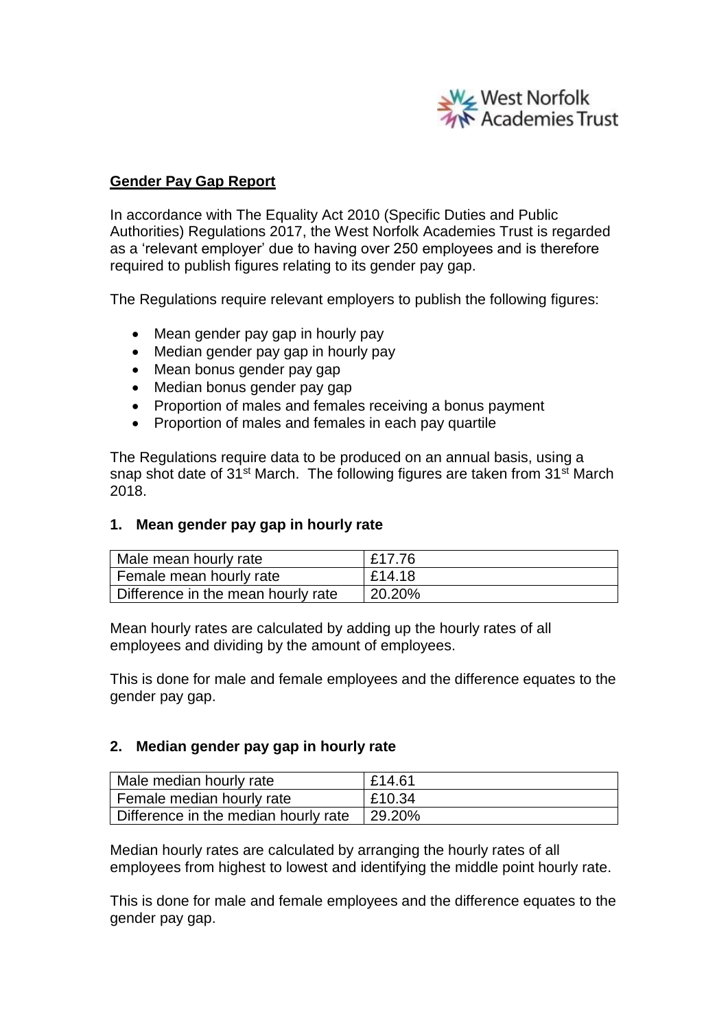West Norfolk Academies Trust

**Gender Pay Gap Report**

In accordance with The Equality Act 2010 (Specific Duties and Public Authorities) Regulations 2017, the West Norfolk Academies Trust is regarded as a 'relevant employer' due to having over 250 employees and is therefore required to publish figures relating to its gender pay gap.

The Regulations require relevant employers to publish the following figures:

- Mean gender pay gap in hourly pay
- Median gender pay gap in hourly pay
- Mean bonus gender pay gap
- Median bonus gender pay gap
- Proportion of males and females receiving a bonus payment
- Proportion of males and females in each pay quartile

The Regulations require data to be produced on an annual basis, using a snap shot date of 31st March. The following figures are taken from 31st March 2018.

### 1. Mean gender pay gap in hourly rate

| | |
|---|---|
| Male mean hourly rate | £17.76 |
| Female mean hourly rate | £14.18 |
| Difference in the mean hourly rate | 20.20% |

Mean hourly rates are calculated by adding up the hourly rates of all employees and dividing by the amount of employees.

This is done for male and female employees and the difference equates to the gender pay gap.

### 2. Median gender pay gap in hourly rate

| | |
|---|---|
| Male median hourly rate | £14.61 |
| Female median hourly rate | £10.34 |
| Difference in the median hourly rate | 29.20% |

Median hourly rates are calculated by arranging the hourly rates of all employees from highest to lowest and identifying the middle point hourly rate.

This is done for male and female employees and the difference equates to the gender pay gap.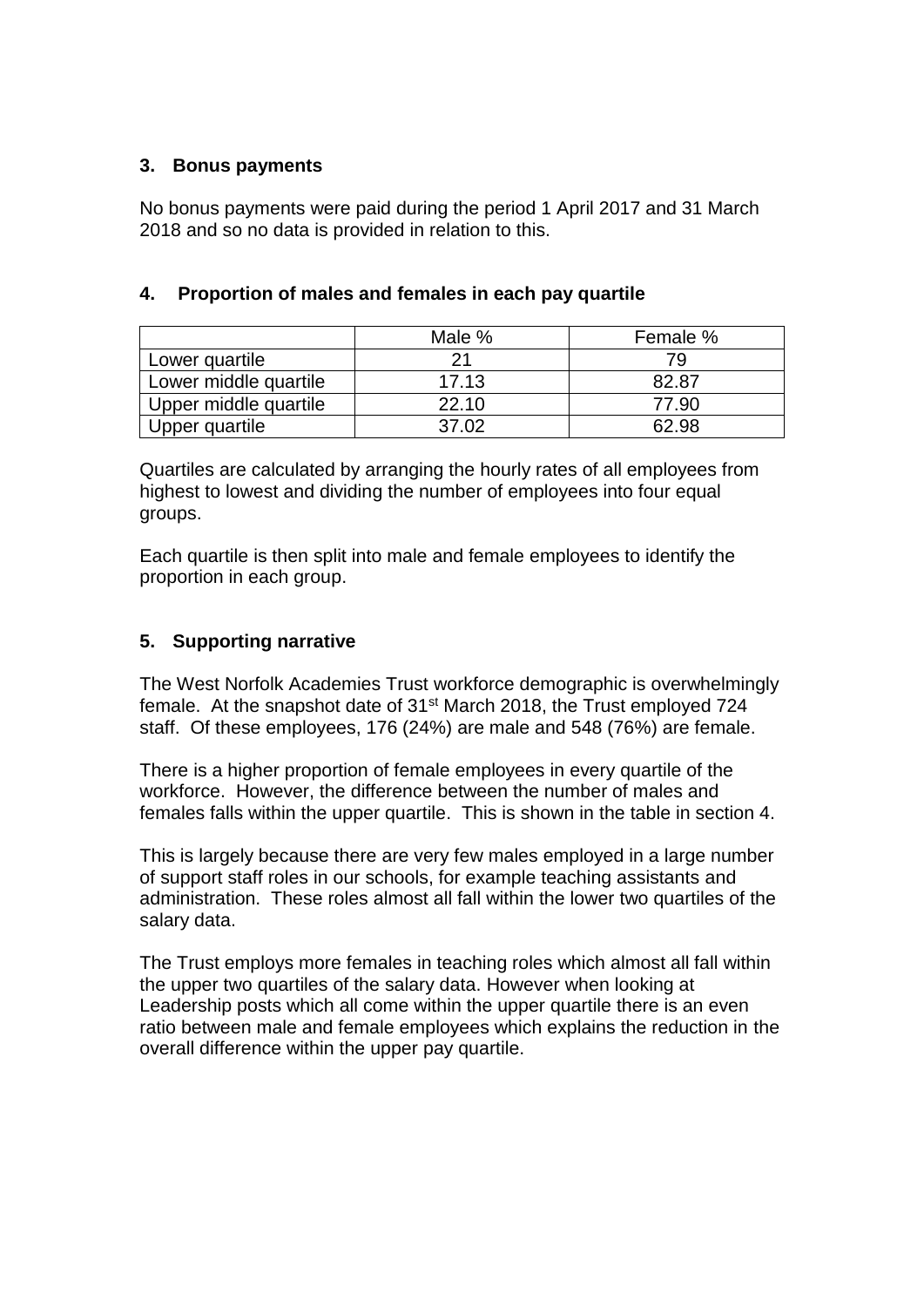## 3. Bonus payments

No bonus payments were paid during the period 1 April 2017 and 31 March 2018 and so no data is provided in relation to this.

## 4. Proportion of males and females in each pay quartile

| | Male % | Female % |
|---|---|---|
| Lower quartile | 21 | 79 |
| Lower middle quartile | 17.13 | 82.87 |
| Upper middle quartile | 22.10 | 77.90 |
| Upper quartile | 37.02 | 62.98 |

Quartiles are calculated by arranging the hourly rates of all employees from highest to lowest and dividing the number of employees into four equal groups.

Each quartile is then split into male and female employees to identify the proportion in each group.

## 5. Supporting narrative

The West Norfolk Academies Trust workforce demographic is overwhelmingly female. At the snapshot date of 31st March 2018, the Trust employed 724 staff. Of these employees, 176 (24%) are male and 548 (76%) are female.

There is a higher proportion of female employees in every quartile of the workforce. However, the difference between the number of males and females falls within the upper quartile. This is shown in the table in section 4.

This is largely because there are very few males employed in a large number of support staff roles in our schools, for example teaching assistants and administration. These roles almost all fall within the lower two quartiles of the salary data.

The Trust employs more females in teaching roles which almost all fall within the upper two quartiles of the salary data. However when looking at Leadership posts which all come within the upper quartile there is an even ratio between male and female employees which explains the reduction in the overall difference within the upper pay quartile.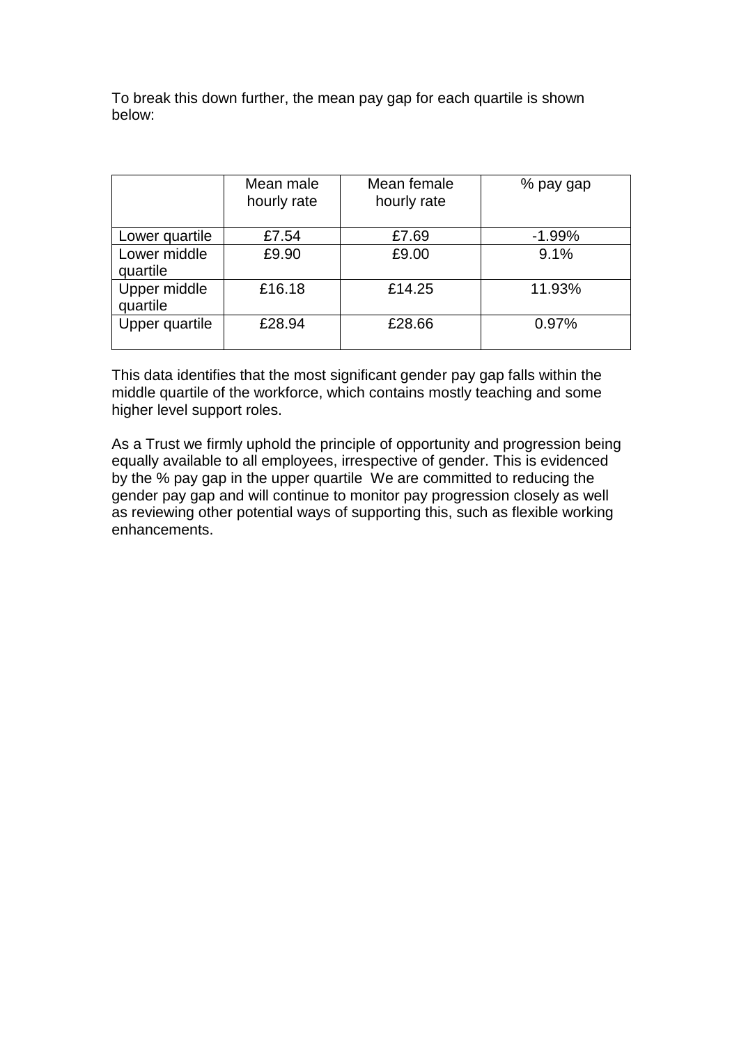To break this down further, the mean pay gap for each quartile is shown below:

| | Mean male hourly rate | Mean female hourly rate | % pay gap |
|---|---|---|---|
| Lower quartile | £7.54 | £7.69 | -1.99% |
| Lower middle quartile | £9.90 | £9.00 | 9.1% |
| Upper middle quartile | £16.18 | £14.25 | 11.93% |
| Upper quartile | £28.94 | £28.66 | 0.97% |

This data identifies that the most significant gender pay gap falls within the middle quartile of the workforce, which contains mostly teaching and some higher level support roles.

As a Trust we firmly uphold the principle of opportunity and progression being equally available to all employees, irrespective of gender. This is evidenced by the % pay gap in the upper quartile  We are committed to reducing the gender pay gap and will continue to monitor pay progression closely as well as reviewing other potential ways of supporting this, such as flexible working enhancements.